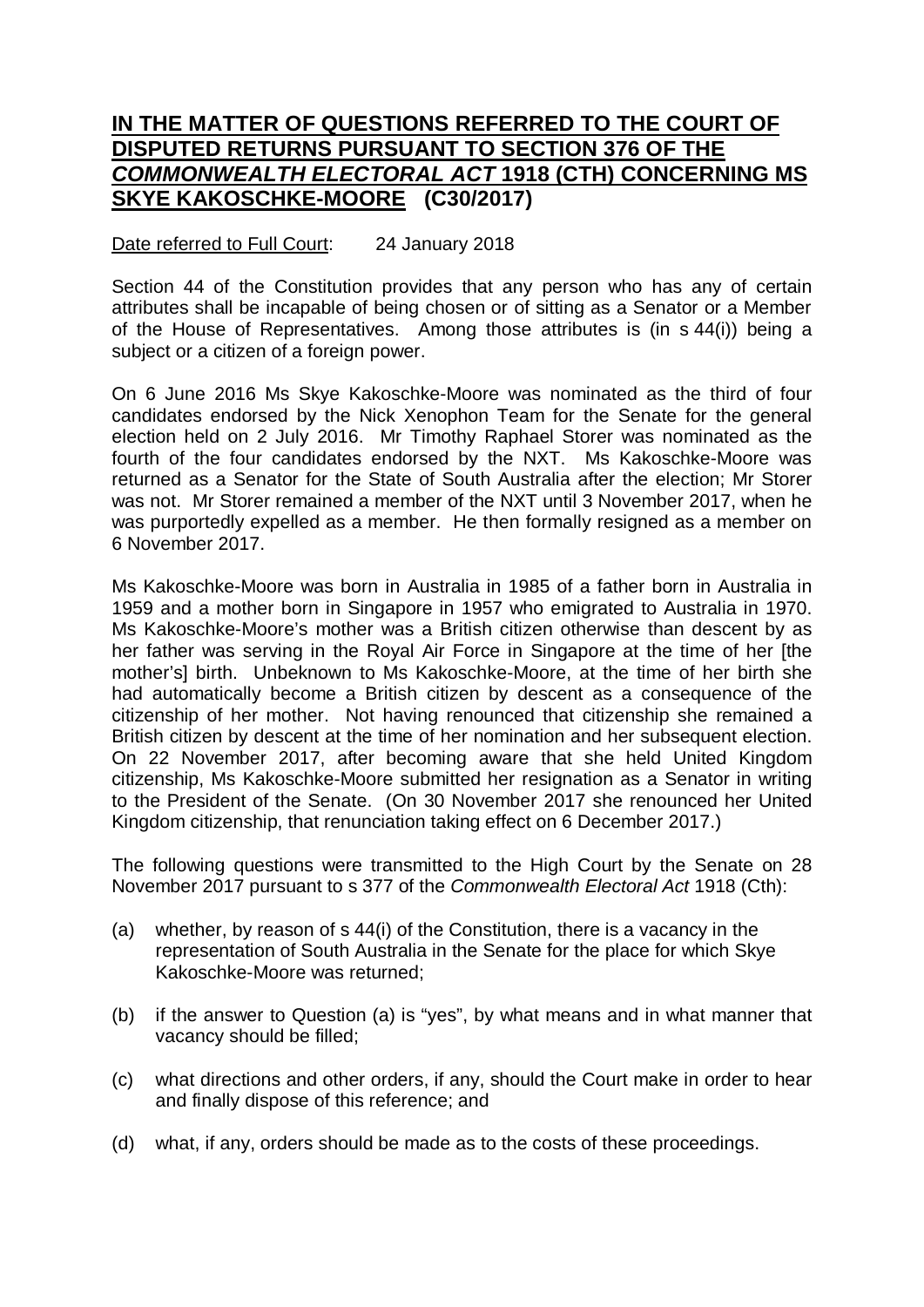# **IN THE MATTER OF QUESTIONS REFERRED TO THE COURT OF DISPUTED RETURNS PURSUANT TO SECTION 376 OF THE *COMMONWEALTH ELECTORAL ACT* 1918 (CTH) CONCERNING MS SKYE KAKOSCHKE-MOORE (C30/2017)**

Date referred to Full Court: 24 January 2018

Section 44 of the Constitution provides that any person who has any of certain attributes shall be incapable of being chosen or of sitting as a Senator or a Member of the House of Representatives. Among those attributes is (in s 44(i)) being a subject or a citizen of a foreign power.

On 6 June 2016 Ms Skye Kakoschke-Moore was nominated as the third of four candidates endorsed by the Nick Xenophon Team for the Senate for the general election held on 2 July 2016. Mr Timothy Raphael Storer was nominated as the fourth of the four candidates endorsed by the NXT. Ms Kakoschke-Moore was returned as a Senator for the State of South Australia after the election; Mr Storer was not. Mr Storer remained a member of the NXT until 3 November 2017, when he was purportedly expelled as a member. He then formally resigned as a member on 6 November 2017.

Ms Kakoschke-Moore was born in Australia in 1985 of a father born in Australia in 1959 and a mother born in Singapore in 1957 who emigrated to Australia in 1970. Ms Kakoschke-Moore's mother was a British citizen otherwise than descent by as her father was serving in the Royal Air Force in Singapore at the time of her [the mother's] birth. Unbeknown to Ms Kakoschke-Moore, at the time of her birth she had automatically become a British citizen by descent as a consequence of the citizenship of her mother. Not having renounced that citizenship she remained a British citizen by descent at the time of her nomination and her subsequent election. On 22 November 2017, after becoming aware that she held United Kingdom citizenship, Ms Kakoschke-Moore submitted her resignation as a Senator in writing to the President of the Senate. (On 30 November 2017 she renounced her United Kingdom citizenship, that renunciation taking effect on 6 December 2017.)

The following questions were transmitted to the High Court by the Senate on 28 November 2017 pursuant to s 377 of the *Commonwealth Electoral Act* 1918 (Cth):

(a) whether, by reason of s 44(i) of the Constitution, there is a vacancy in the representation of South Australia in the Senate for the place for which Skye Kakoschke-Moore was returned;

(b) if the answer to Question (a) is "yes", by what means and in what manner that vacancy should be filled;

(c) what directions and other orders, if any, should the Court make in order to hear and finally dispose of this reference; and

(d) what, if any, orders should be made as to the costs of these proceedings.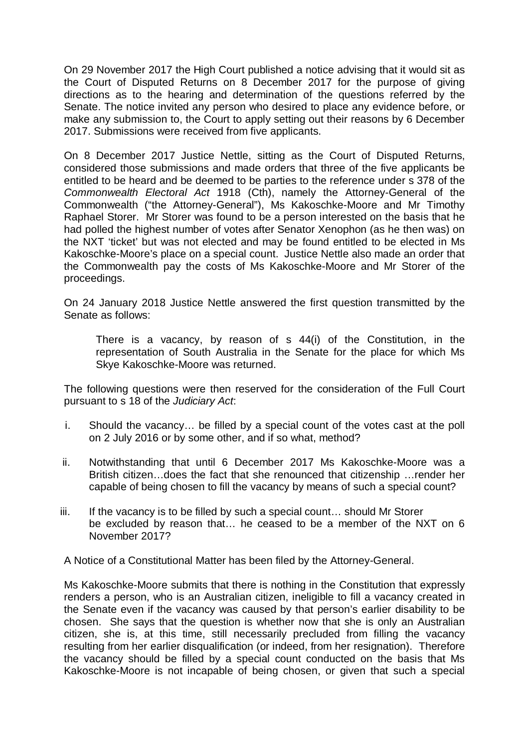On 29 November 2017 the High Court published a notice advising that it would sit as the Court of Disputed Returns on 8 December 2017 for the purpose of giving directions as to the hearing and determination of the questions referred by the Senate. The notice invited any person who desired to place any evidence before, or make any submission to, the Court to apply setting out their reasons by 6 December 2017. Submissions were received from five applicants.

On 8 December 2017 Justice Nettle, sitting as the Court of Disputed Returns, considered those submissions and made orders that three of the five applicants be entitled to be heard and be deemed to be parties to the reference under s 378 of the *Commonwealth Electoral Act* 1918 (Cth), namely the Attorney-General of the Commonwealth ("the Attorney-General"), Ms Kakoschke-Moore and Mr Timothy Raphael Storer. Mr Storer was found to be a person interested on the basis that he had polled the highest number of votes after Senator Xenophon (as he then was) on the NXT 'ticket' but was not elected and may be found entitled to be elected in Ms Kakoschke-Moore's place on a special count. Justice Nettle also made an order that the Commonwealth pay the costs of Ms Kakoschke-Moore and Mr Storer of the proceedings.

On 24 January 2018 Justice Nettle answered the first question transmitted by the Senate as follows:

> There is a vacancy, by reason of s 44(i) of the Constitution, in the representation of South Australia in the Senate for the place for which Ms Skye Kakoschke-Moore was returned.

The following questions were then reserved for the consideration of the Full Court pursuant to s 18 of the *Judiciary Act*:

i. Should the vacancy… be filled by a special count of the votes cast at the poll on 2 July 2016 or by some other, and if so what, method?

ii. Notwithstanding that until 6 December 2017 Ms Kakoschke-Moore was a British citizen…does the fact that she renounced that citizenship …render her capable of being chosen to fill the vacancy by means of such a special count?

iii. If the vacancy is to be filled by such a special count… should Mr Storer be excluded by reason that… he ceased to be a member of the NXT on 6 November 2017?

A Notice of a Constitutional Matter has been filed by the Attorney-General.

Ms Kakoschke-Moore submits that there is nothing in the Constitution that expressly renders a person, who is an Australian citizen, ineligible to fill a vacancy created in the Senate even if the vacancy was caused by that person's earlier disability to be chosen. She says that the question is whether now that she is only an Australian citizen, she is, at this time, still necessarily precluded from filling the vacancy resulting from her earlier disqualification (or indeed, from her resignation). Therefore the vacancy should be filled by a special count conducted on the basis that Ms Kakoschke-Moore is not incapable of being chosen, or given that such a special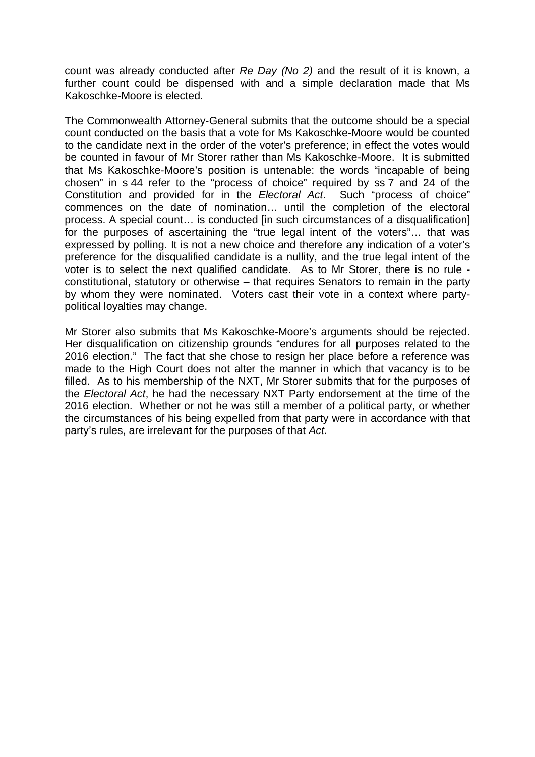count was already conducted after *Re Day (No 2)* and the result of it is known, a further count could be dispensed with and a simple declaration made that Ms Kakoschke-Moore is elected.

The Commonwealth Attorney-General submits that the outcome should be a special count conducted on the basis that a vote for Ms Kakoschke-Moore would be counted to the candidate next in the order of the voter's preference; in effect the votes would be counted in favour of Mr Storer rather than Ms Kakoschke-Moore. It is submitted that Ms Kakoschke-Moore's position is untenable: the words "incapable of being chosen" in s 44 refer to the "process of choice" required by ss 7 and 24 of the Constitution and provided for in the *Electoral Act*. Such "process of choice" commences on the date of nomination… until the completion of the electoral process. A special count… is conducted [in such circumstances of a disqualification] for the purposes of ascertaining the "true legal intent of the voters"… that was expressed by polling. It is not a new choice and therefore any indication of a voter's preference for the disqualified candidate is a nullity, and the true legal intent of the voter is to select the next qualified candidate. As to Mr Storer, there is no rule - constitutional, statutory or otherwise – that requires Senators to remain in the party by whom they were nominated. Voters cast their vote in a context where party-political loyalties may change.

Mr Storer also submits that Ms Kakoschke-Moore's arguments should be rejected. Her disqualification on citizenship grounds "endures for all purposes related to the 2016 election." The fact that she chose to resign her place before a reference was made to the High Court does not alter the manner in which that vacancy is to be filled. As to his membership of the NXT, Mr Storer submits that for the purposes of the *Electoral Act*, he had the necessary NXT Party endorsement at the time of the 2016 election. Whether or not he was still a member of a political party, or whether the circumstances of his being expelled from that party were in accordance with that party's rules, are irrelevant for the purposes of that *Act.*